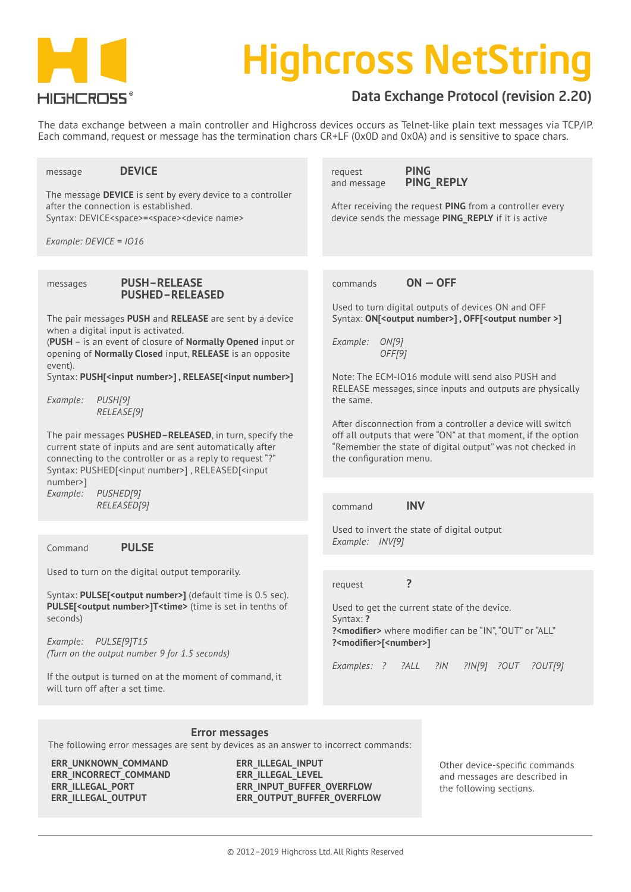# Highcross NetString

## Data Exchange Protocol (revision 2.20)

The data exchange between a main controller and Highcross devices occurs as Telnet-like plain text messages via TCP/IP. Each command, request or message has the termination chars CR+LF (0x0D and 0x0A) and is sensitive to space chars.

### message **DEVICE**

The message **DEVICE** is sent by every device to a controller after the connection is established.
Syntax: DEVICE<space>=<space><device name>

*Example: DEVICE = IO16*

### request and message **PING** **PING_REPLY**

After receiving the request **PING** from a controller every device sends the message **PING_REPLY** if it is active

### messages **PUSH–RELEASE** **PUSHED–RELEASED**

The pair messages **PUSH** and **RELEASE** are sent by a device when a digital input is activated.
(**PUSH** – is an event of closure of **Normally Opened** input or opening of **Normally Closed** input, **RELEASE** is an opposite event).
Syntax: **PUSH[<input number>] , RELEASE[<input number>]**

*Example:* *PUSH[9]*
*RELEASE[9]*

The pair messages **PUSHED–RELEASED**, in turn, specify the current state of inputs and are sent automatically after connecting to the controller or as a reply to request "?"
Syntax: PUSHED[<input number>] , RELEASED[<input number>]
*Example:* *PUSHED[9]*
*RELEASED[9]*

### commands **ON – OFF**

Used to turn digital outputs of devices ON and OFF
Syntax: **ON[<output number>] , OFF[<output number >]**

*Example:* *ON[9]*
*OFF[9]*

Note: The ECM-IO16 module will send also PUSH and RELEASE messages, since inputs and outputs are physically the same.

After disconnection from a controller a device will switch off all outputs that were "ON" at that moment, if the option "Remember the state of digital output" was not checked in the configuration menu.

### command **INV**

Used to invert the state of digital output
*Example:* *INV[9]*

### Command **PULSE**

Used to turn on the digital output temporarily.

Syntax: **PULSE[<output number>]** (default time is 0.5 sec).
**PULSE[<output number>]T<time>** (time is set in tenths of seconds)

*Example:* *PULSE[9]T15*
*(Turn on the output number 9 for 1.5 seconds)*

If the output is turned on at the moment of command, it will turn off after a set time.

### request **?**

Used to get the current state of the device.
Syntax: **?**
**?<modifier>** where modifier can be "IN", "OUT" or "ALL"
**?<modifier>[<number>]**

*Examples:* *?* *?ALL* *?IN* *?IN[9]* *?OUT* *?OUT[9]*

### Error messages

The following error messages are sent by devices as an answer to incorrect commands:

**ERR_UNKNOWN_COMMAND**
**ERR_INCORRECT_COMMAND**
**ERR_ILLEGAL_PORT**
**ERR_ILLEGAL_OUTPUT**
**ERR_ILLEGAL_INPUT**
**ERR_ILLEGAL_LEVEL**
**ERR_INPUT_BUFFER_OVERFLOW**
**ERR_OUTPUT_BUFFER_OVERFLOW**

Other device-specific commands and messages are described in the following sections.

© 2012–2019 Highcross Ltd. All Rights Reserved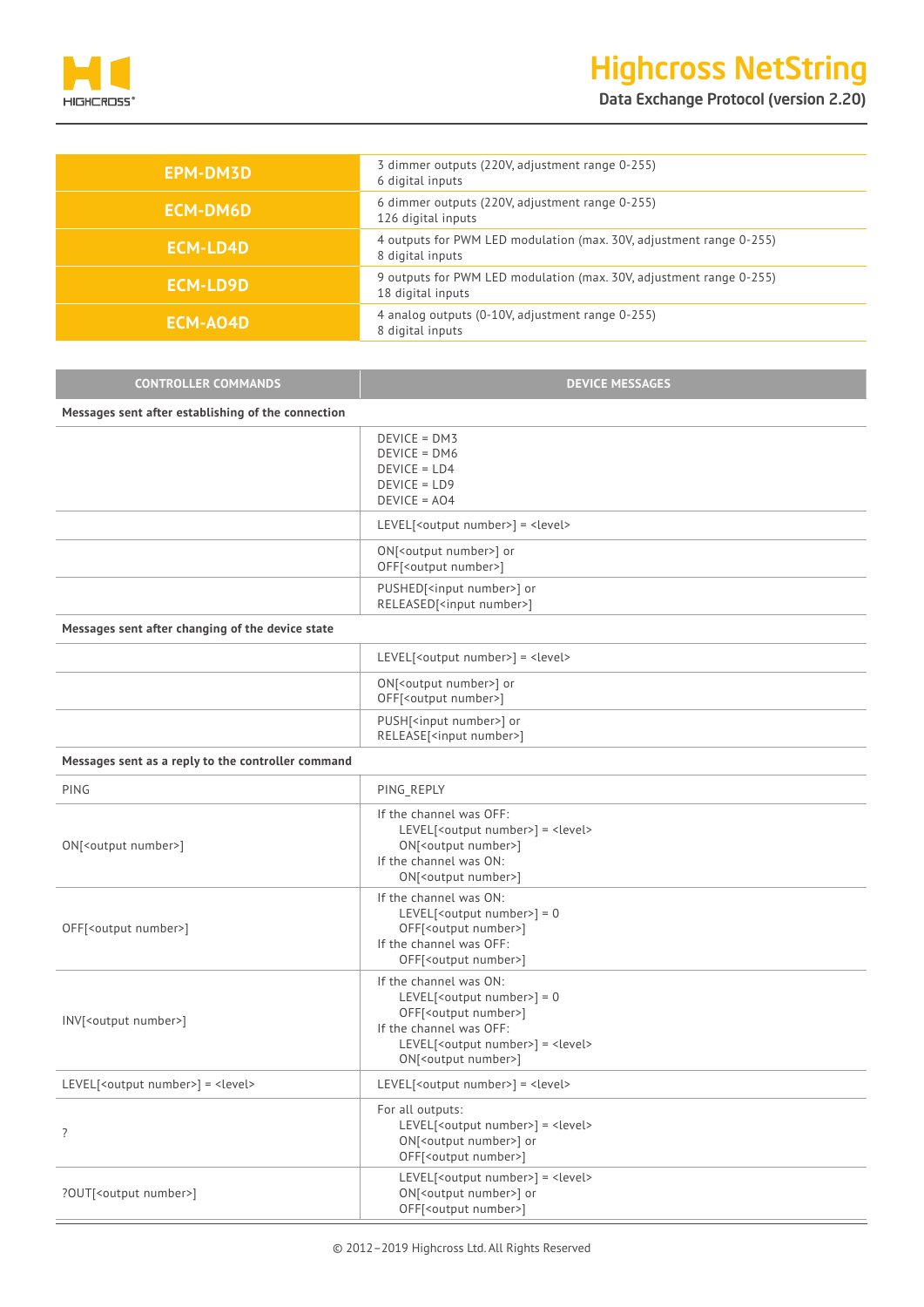| | |
|---|---|
| **EPM-DM3D** | 3 dimmer outputs (220V, adjustment range 0-255)<br>6 digital inputs |
| **ECM-DM6D** | 6 dimmer outputs (220V, adjustment range 0-255)<br>126 digital inputs |
| **ECM-LD4D** | 4 outputs for PWM LED modulation (max. 30V, adjustment range 0-255)<br>8 digital inputs |
| **ECM-LD9D** | 9 outputs for PWM LED modulation (max. 30V, adjustment range 0-255)<br>18 digital inputs |
| **ECM-AO4D** | 4 analog outputs (0-10V, adjustment range 0-255)<br>8 digital inputs |

| CONTROLLER COMMANDS | DEVICE MESSAGES |
|---|---|
| **Messages sent after establishing of the connection** | |
| | DEVICE = DM3<br>DEVICE = DM6<br>DEVICE = LD4<br>DEVICE = LD9<br>DEVICE = AO4 |
| | LEVEL[<output number>] = <level> |
| | ON[<output number>] or<br>OFF[<output number>] |
| | PUSHED[<input number>] or<br>RELEASED[<input number>] |
| **Messages sent after changing of the device state** | |
| | LEVEL[<output number>] = <level> |
| | ON[<output number>] or<br>OFF[<output number>] |
| | PUSH[<input number>] or<br>RELEASE[<input number>] |
| **Messages sent as a reply to the controller command** | |
| PING | PING_REPLY |
| ON[<output number>] | If the channel was OFF:<br>LEVEL[<output number>] = <level><br>ON[<output number>]<br>If the channel was ON:<br>ON[<output number>] |
| OFF[<output number>] | If the channel was ON:<br>LEVEL[<output number>] = 0<br>OFF[<output number>]<br>If the channel was OFF:<br>OFF[<output number>] |
| INV[<output number>] | If the channel was ON:<br>LEVEL[<output number>] = 0<br>OFF[<output number>]<br>If the channel was OFF:<br>LEVEL[<output number>] = <level><br>ON[<output number>] |
| LEVEL[<output number>] = <level> | LEVEL[<output number>] = <level> |
| ? | For all outputs:<br>LEVEL[<output number>] = <level><br>ON[<output number>] or<br>OFF[<output number>] |
| ?OUT[<output number>] | LEVEL[<output number>] = <level><br>ON[<output number>] or<br>OFF[<output number>] |

© 2012–2019 Highcross Ltd. All Rights Reserved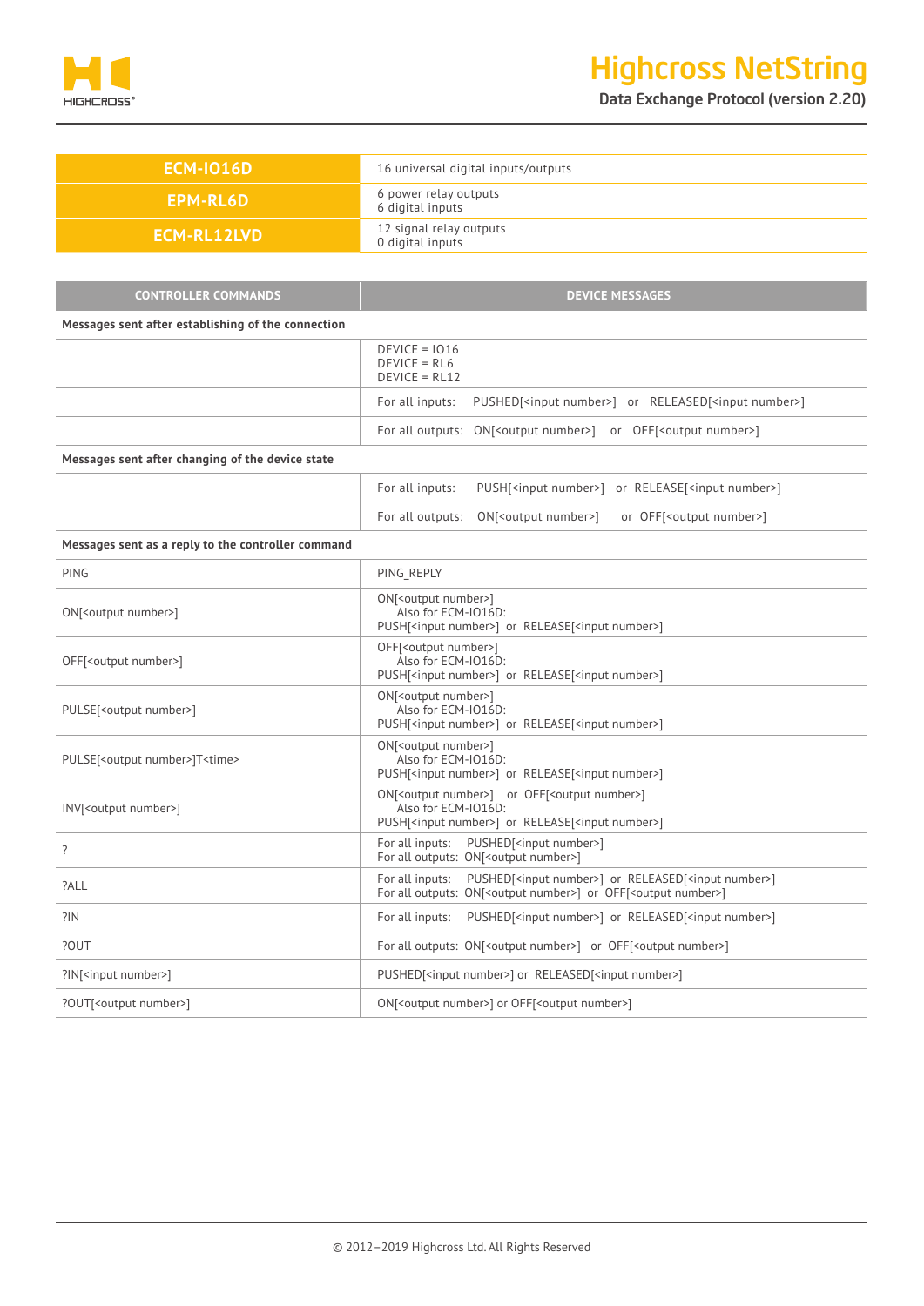| ECM-IO16D | 16 universal digital inputs/outputs |
|---|---|
| EPM-RL6D | 6 power relay outputs<br>6 digital inputs |
| ECM-RL12LVD | 12 signal relay outputs<br>0 digital inputs |

| CONTROLLER COMMANDS | DEVICE MESSAGES |
|---|---|
| **Messages sent after establishing of the connection** | |
| | DEVICE = IO16<br>DEVICE = RL6<br>DEVICE = RL12 |
| | For all inputs: PUSHED[<input number>] or RELEASED[<input number>] |
| | For all outputs: ON[<output number>] or OFF[<output number>] |
| **Messages sent after changing of the device state** | |
| | For all inputs: PUSH[<input number>] or RELEASE[<input number>] |
| | For all outputs: ON[<output number>] or OFF[<output number>] |
| **Messages sent as a reply to the controller command** | |
| PING | PING_REPLY |
| ON[<output number>] | ON[<output number>]<br>Also for ECM-IO16D:<br>PUSH[<input number>] or RELEASE[<input number>] |
| OFF[<output number>] | OFF[<output number>]<br>Also for ECM-IO16D:<br>PUSH[<input number>] or RELEASE[<input number>] |
| PULSE[<output number>] | ON[<output number>]<br>Also for ECM-IO16D:<br>PUSH[<input number>] or RELEASE[<input number>] |
| PULSE[<output number>]T<time> | ON[<output number>]<br>Also for ECM-IO16D:<br>PUSH[<input number>] or RELEASE[<input number>] |
| INV[<output number>] | ON[<output number>] or OFF[<output number>]<br>Also for ECM-IO16D:<br>PUSH[<input number>] or RELEASE[<input number>] |
| ? | For all inputs: PUSHED[<input number>]<br>For all outputs: ON[<output number>] |
| ?ALL | For all inputs: PUSHED[<input number>] or RELEASED[<input number>]<br>For all outputs: ON[<output number>] or OFF[<output number>] |
| ?IN | For all inputs: PUSHED[<input number>] or RELEASED[<input number>] |
| ?OUT | For all outputs: ON[<output number>] or OFF[<output number>] |
| ?IN[<input number>] | PUSHED[<input number>] or RELEASED[<input number>] |
| ?OUT[<output number>] | ON[<output number>] or OFF[<output number>] |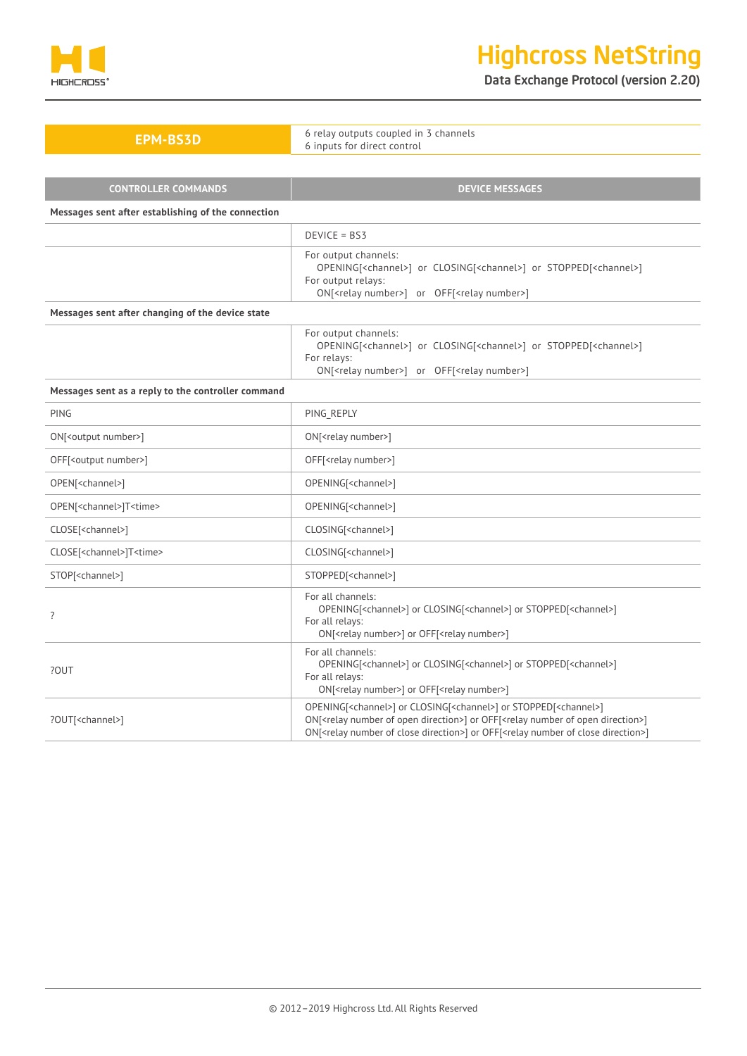| EPM-BS3D | 6 relay outputs coupled in 3 channels<br>6 inputs for direct control |
|---|---|

| CONTROLLER COMMANDS | DEVICE MESSAGES |
|---|---|
| **Messages sent after establishing of the connection** | |
| | DEVICE = BS3 |
| | For output channels:<br>OPENING[<channel>] or CLOSING[<channel>] or STOPPED[<channel>]<br>For output relays:<br>ON[<relay number>] or OFF[<relay number>] |
| **Messages sent after changing of the device state** | |
| | For output channels:<br>OPENING[<channel>] or CLOSING[<channel>] or STOPPED[<channel>]<br>For relays:<br>ON[<relay number>] or OFF[<relay number>] |
| **Messages sent as a reply to the controller command** | |
| PING | PING_REPLY |
| ON[<output number>] | ON[<relay number>] |
| OFF[<output number>] | OFF[<relay number>] |
| OPEN[<channel>] | OPENING[<channel>] |
| OPEN[<channel>]T<time> | OPENING[<channel>] |
| CLOSE[<channel>] | CLOSING[<channel>] |
| CLOSE[<channel>]T<time> | CLOSING[<channel>] |
| STOP[<channel>] | STOPPED[<channel>] |
| ? | For all channels:<br>OPENING[<channel>] or CLOSING[<channel>] or STOPPED[<channel>]<br>For all relays:<br>ON[<relay number>] or OFF[<relay number>] |
| ?OUT | For all channels:<br>OPENING[<channel>] or CLOSING[<channel>] or STOPPED[<channel>]<br>For all relays:<br>ON[<relay number>] or OFF[<relay number>] |
| ?OUT[<channel>] | OPENING[<channel>] or CLOSING[<channel>] or STOPPED[<channel>]<br>ON[<relay number of open direction>] or OFF[<relay number of open direction>]<br>ON[<relay number of close direction>] or OFF[<relay number of close direction>] |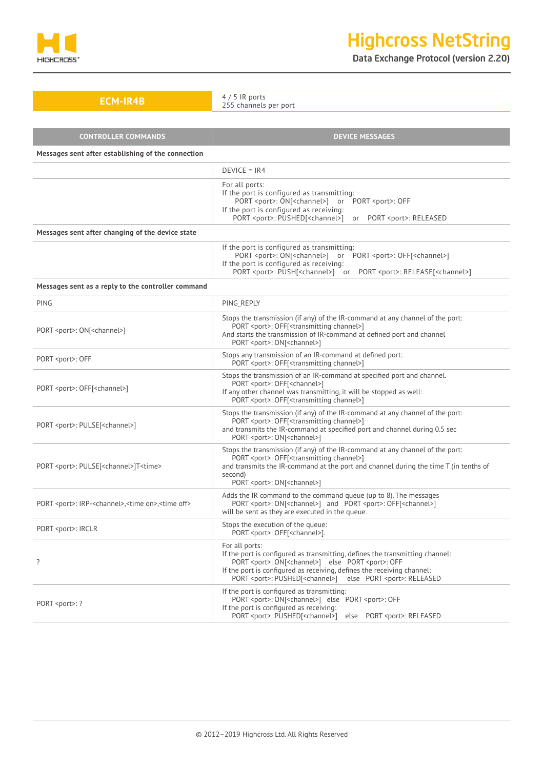| ECM-IR4B | 4 / 5 IR ports<br>255 channels per port |
|---|---|

| CONTROLLER COMMANDS | DEVICE MESSAGES |
|---|---|
| **Messages sent after establishing of the connection** | |
| | DEVICE = IR4 |
| | For all ports:<br>If the port is configured as transmitting:<br>PORT <port>: ON[<channel>] or PORT <port>: OFF<br>If the port is configured as receiving:<br>PORT <port>: PUSHED[<channel>] or PORT <port>: RELEASED |
| **Messages sent after changing of the device state** | |
| | If the port is configured as transmitting:<br>PORT <port>: ON[<channel>] or PORT <port>: OFF[<channel>]<br>If the port is configured as receiving:<br>PORT <port>: PUSH[<channel>] or PORT <port>: RELEASE[<channel>] |
| **Messages sent as a reply to the controller command** | |
| PING | PING_REPLY |
| PORT <port>: ON[<channel>] | Stops the transmission (if any) of the IR-command at any channel of the port:<br>PORT <port>: OFF[<transmitting channel>]<br>And starts the transmission of IR-command at defined port and channel<br>PORT <port>: ON[<channel>] |
| PORT <port>: OFF | Stops any transmission of an IR-command at defined port:<br>PORT <port>: OFF[<transmitting channel>] |
| PORT <port>: OFF[<channel>] | Stops the transmission of an IR-command at specified port and channel.<br>PORT <port>: OFF[<channel>]<br>If any other channel was transmitting, it will be stopped as well:<br>PORT <port>: OFF[<transmitting channel>] |
| PORT <port>: PULSE[<channel>] | Stops the transmission (if any) of the IR-command at any channel of the port:<br>PORT <port>: OFF[<transmitting channel>]<br>and transmits the IR-command at specified port and channel during 0.5 sec<br>PORT <port>: ON[<channel>] |
| PORT <port>: PULSE[<channel>]T<time> | Stops the transmission (if any) of the IR-command at any channel of the port:<br>PORT <port>: OFF[<transmitting channel>]<br>and transmits the IR-command at the port and channel during the time T (in tenths of second)<br>PORT <port>: ON[<channel>] |
| PORT <port>: IRP-<channel>,<time on>,<time off> | Adds the IR command to the command queue (up to 8). The messages<br>PORT <port>: ON[<channel>] and PORT <port>: OFF[<channel>]<br>will be sent as they are executed in the queue. |
| PORT <port>: IRCLR | Stops the execution of the queue:<br>PORT <port>: OFF[<channel>]. |
| ? | For all ports:<br>If the port is configured as transmitting, defines the transmitting channel:<br>PORT <port>: ON[<channel>] else PORT <port>: OFF<br>If the port is configured as receiving, defines the receiving channel:<br>PORT <port>: PUSHED[<channel>] else PORT <port>: RELEASED |
| PORT <port>: ? | If the port is configured as transmitting:<br>PORT <port>: ON[<channel>] else PORT <port>: OFF<br>If the port is configured as receiving:<br>PORT <port>: PUSHED[<channel>] else PORT <port>: RELEASED |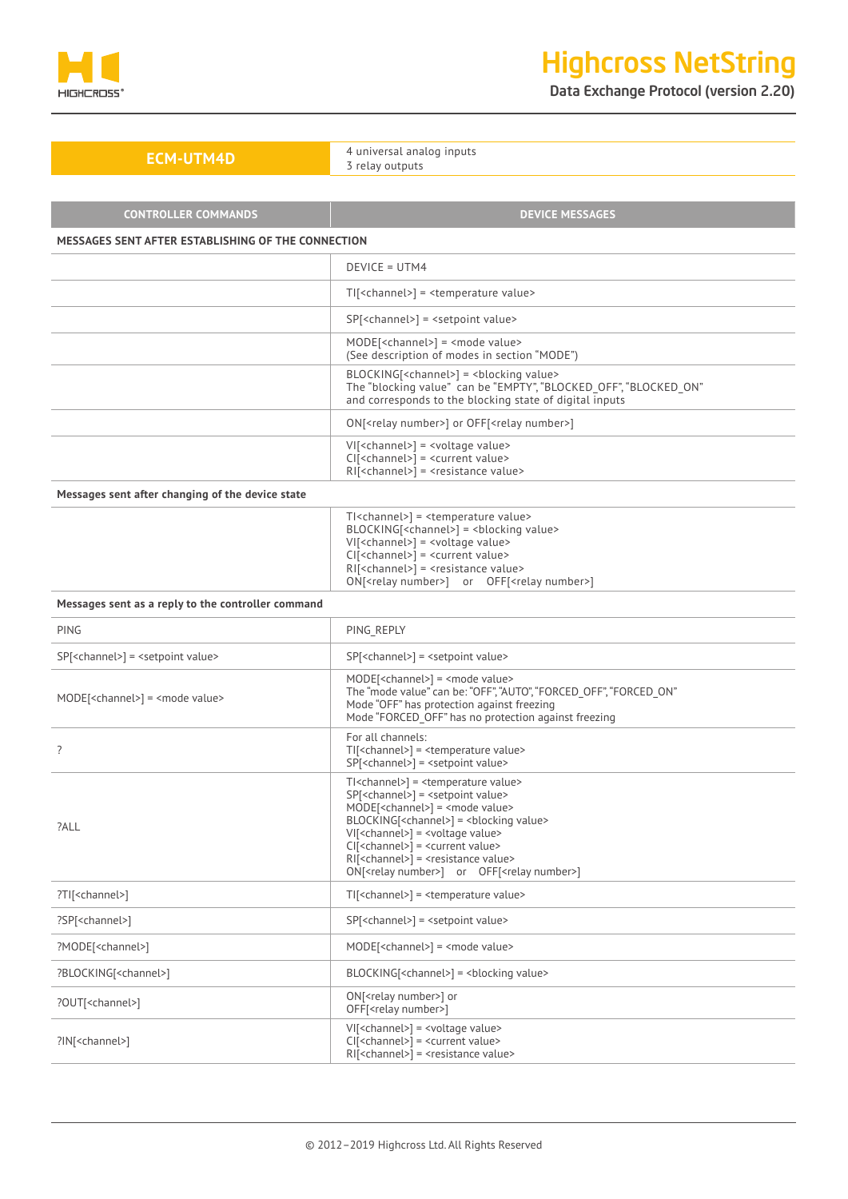## ECM-UTM4D

4 universal analog inputs
3 relay outputs

| CONTROLLER COMMANDS | DEVICE MESSAGES |
|---|---|
| **MESSAGES SENT AFTER ESTABLISHING OF THE CONNECTION** | |
| | DEVICE = UTM4 |
| | TI[<channel>] = <temperature value> |
| | SP[<channel>] = <setpoint value> |
| | MODE[<channel>] = <mode value><br>(See description of modes in section “MODE”) |
| | BLOCKING[<channel>] = <blocking value><br>The “blocking value” can be “EMPTY”, “BLOCKED_OFF”, “BLOCKED_ON”<br>and corresponds to the blocking state of digital inputs |
| | ON[<relay number>] or OFF[<relay number>] |
| | VI[<channel>] = <voltage value><br>CI[<channel>] = <current value><br>RI[<channel>] = <resistance value> |
| **Messages sent after changing of the device state** | |
| | TI<channel>] = <temperature value><br>BLOCKING[<channel>] = <blocking value><br>VI[<channel>] = <voltage value><br>CI[<channel>] = <current value><br>RI[<channel>] = <resistance value><br>ON[<relay number>] or OFF[<relay number>] |
| **Messages sent as a reply to the controller command** | |
| PING | PING_REPLY |
| SP[<channel>] = <setpoint value> | SP[<channel>] = <setpoint value> |
| MODE[<channel>] = <mode value> | MODE[<channel>] = <mode value><br>The “mode value” can be: “OFF”, “AUTO”, “FORCED_OFF”, “FORCED_ON”<br>Mode “OFF” has protection against freezing<br>Mode “FORCED_OFF” has no protection against freezing |
| ? | For all channels:<br>TI[<channel>] = <temperature value><br>SP[<channel>] = <setpoint value> |
| ?ALL | TI<channel>] = <temperature value><br>SP[<channel>] = <setpoint value><br>MODE[<channel>] = <mode value><br>BLOCKING[<channel>] = <blocking value><br>VI[<channel>] = <voltage value><br>CI[<channel>] = <current value><br>RI[<channel>] = <resistance value><br>ON[<relay number>] or OFF[<relay number>] |
| ?TI[<channel>] | TI[<channel>] = <temperature value> |
| ?SP[<channel>] | SP[<channel>] = <setpoint value> |
| ?MODE[<channel>] | MODE[<channel>] = <mode value> |
| ?BLOCKING[<channel>] | BLOCKING[<channel>] = <blocking value> |
| ?OUT[<channel>] | ON[<relay number>] or<br>OFF[<relay number>] |
| ?IN[<channel>] | VI[<channel>] = <voltage value><br>CI[<channel>] = <current value><br>RI[<channel>] = <resistance value> |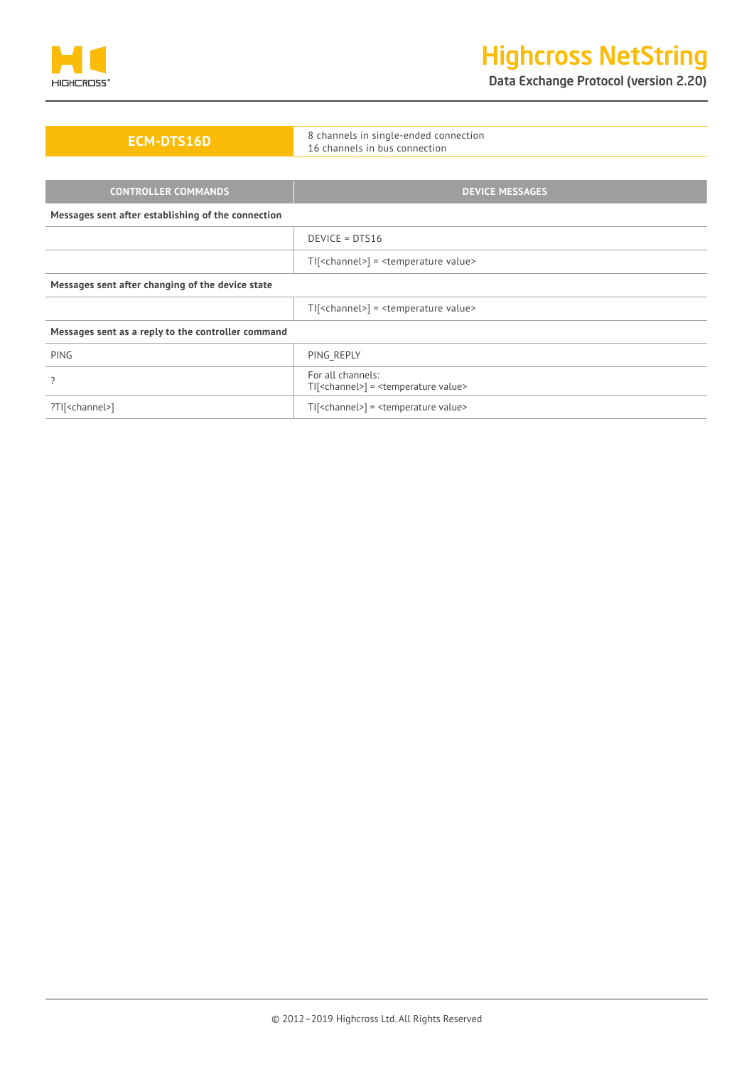## ECM-DTS16D

8 channels in single-ended connection
16 channels in bus connection

| CONTROLLER COMMANDS | DEVICE MESSAGES |
|---|---|
| **Messages sent after establishing of the connection** | |
| | DEVICE = DTS16 |
| | TI[<channel>] = <temperature value> |
| **Messages sent after changing of the device state** | |
| | TI[<channel>] = <temperature value> |
| **Messages sent as a reply to the controller command** | |
| PING | PING_REPLY |
| ? | For all channels:<br>TI[<channel>] = <temperature value> |
| ?TI[<channel>] | TI[<channel>] = <temperature value> |